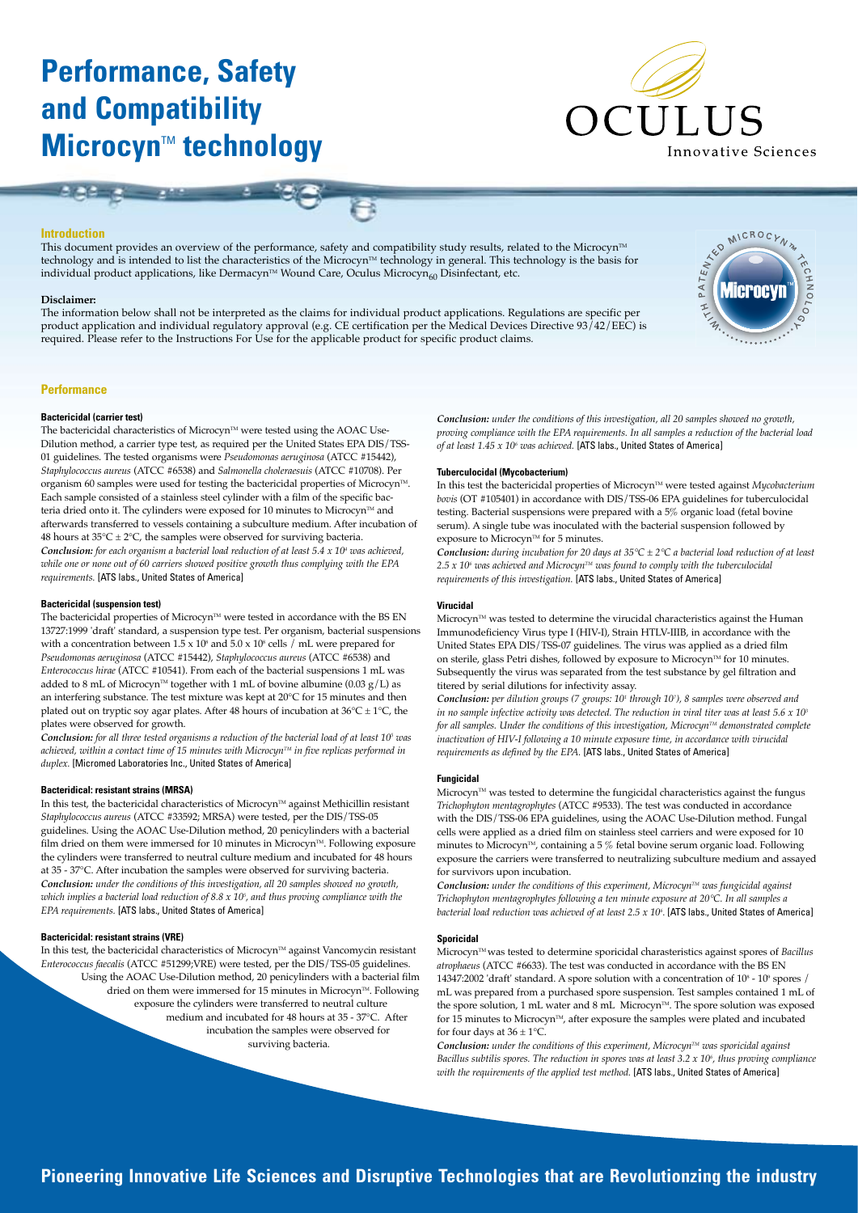# Performance, Safety and Compatibility Microcyn™ technology

OCULUS Innovative Sciences

## Introduction

This document provides an overview of the performance, safety and compatibility study results, related to the Microcyn™ technology and is intended to list the characteristics of the Microcyn™ technology in general. This technology is the basis for individual product applications, like Dermacyn™ Wound Care, Oculus Microcyn$_{60}$ Disinfectant, etc.

**Disclaimer:**

The information below shall not be interpreted as the claims for individual product applications. Regulations are specific per product application and individual regulatory approval (e.g. CE certification per the Medical Devices Directive 93/42/EEC) is required. Please refer to the Instructions For Use for the applicable product for specific product claims.

## Performance

### Bactericidal (carrier test)

The bactericidal characteristics of Microcyn™ were tested using the AOAC Use-Dilution method, a carrier type test, as required per the United States EPA DIS/TSS-01 guidelines. The tested organisms were *Pseudomonas aeruginosa* (ATCC #15442), *Staphylococcus aureus* (ATCC #6538) and *Salmonella choleraesuis* (ATCC #10708). Per organism 60 samples were used for testing the bactericidal properties of Microcyn™. Each sample consisted of a stainless steel cylinder with a film of the specific bacteria dried onto it. The cylinders were exposed for 10 minutes to Microcyn™ and afterwards transferred to vessels containing a subculture medium. After incubation of 48 hours at 35°C ± 2°C, the samples were observed for surviving bacteria.

***Conclusion:*** *for each organism a bacterial load reduction of at least 5.4 x $10^4$ was achieved, while one or none out of 60 carriers showed positive growth thus complying with the EPA requirements.* [ATS labs., United States of America]

### Bactericidal (suspension test)

The bactericidal properties of Microcyn™ were tested in accordance with the BS EN 13727:1999 'draft' standard, a suspension type test. Per organism, bacterial suspensions with a concentration between 1.5 x $10^8$ and 5.0 x $10^8$ cells / mL were prepared for *Pseudomonas aeruginosa* (ATCC #15442), *Staphylococcus aureus* (ATCC #6538) and *Enterococcus hirae* (ATCC #10541). From each of the bacterial suspensions 1 mL was added to 8 mL of Microcyn™ together with 1 mL of bovine albumine (0.03 g/L) as an interfering substance. The test mixture was kept at 20°C for 15 minutes and then plated out on tryptic soy agar plates. After 48 hours of incubation at 36°C ± 1°C, the plates were observed for growth.

***Conclusion:*** *for all three tested organisms a reduction of the bacterial load of at least $10^5$ was achieved, within a contact time of 15 minutes with Microcyn™ in five replicas performed in duplex.* [Micromed Laboratories Inc., United States of America]

### Bacteridical: resistant strains (MRSA)

In this test, the bactericidal characteristics of Microcyn™ against Methicillin resistant *Staphylococcus aureus* (ATCC #33592; MRSA) were tested, per the DIS/TSS-05 guidelines. Using the AOAC Use-Dilution method, 20 penicylinders with a bacterial film dried on them were immersed for 10 minutes in Microcyn™. Following exposure the cylinders were transferred to neutral culture medium and incubated for 48 hours at 35 - 37°C. After incubation the samples were observed for surviving bacteria.

***Conclusion:*** *under the conditions of this investigation, all 20 samples showed no growth, which implies a bacterial load reduction of 8.8 x $10^5$, and thus proving compliance with the EPA requirements.* [ATS labs., United States of America]

### Bactericidal: resistant strains (VRE)

In this test, the bactericidal characteristics of Microcyn™ against Vancomycin resistant *Enterococcus faecalis* (ATCC #51299;VRE) were tested, per the DIS/TSS-05 guidelines. Using the AOAC Use-Dilution method, 20 penicylinders with a bacterial film dried on them were immersed for 15 minutes in Microcyn™. Following exposure the cylinders were transferred to neutral culture medium and incubated for 48 hours at 35 - 37°C. After incubation the samples were observed for surviving bacteria.

***Conclusion:*** *under the conditions of this investigation, all 20 samples showed no growth, proving compliance with the EPA requirements. In all samples a reduction of the bacterial load of at least 1.45 x $10^6$ was achieved.* [ATS labs., United States of America]

### Tuberculocidal (Mycobacterium)

In this test the bactericidal properties of Microcyn™ were tested against *Mycobacterium bovis* (OT #105401) in accordance with DIS/TSS-06 EPA guidelines for tuberculocidal testing. Bacterial suspensions were prepared with a 5% organic load (fetal bovine serum). A single tube was inoculated with the bacterial suspension followed by exposure to Microcyn™ for 5 minutes.

***Conclusion:*** *during incubation for 20 days at 35°C ± 2°C a bacterial load reduction of at least 2.5 x $10^6$ was achieved and Microcyn™ was found to comply with the tuberculocidal requirements of this investigation.* [ATS labs., United States of America]

### Virucidal

Microcyn™ was tested to determine the virucidal characteristics against the Human Immunodeficiency Virus type I (HIV-I), Strain HTLV-IIIB, in accordance with the United States EPA DIS/TSS-07 guidelines. The virus was applied as a dried film on sterile, glass Petri dishes, followed by exposure to Microcyn™ for 10 minutes. Subsequently the virus was separated from the test substance by gel filtration and titered by serial dilutions for infectivity assay.

***Conclusion:*** *per dilution groups (7 groups: $10^1$ through $10^7$), 8 samples were observed and in no sample infective activity was detected. The reduction in viral titer was at least 5.6 x $10^3$ for all samples. Under the conditions of this investigation, Microcyn™ demonstrated complete inactivation of HIV-I following a 10 minute exposure time, in accordance with virucidal requirements as defined by the EPA.* [ATS labs., United States of America]

### Fungicidal

Microcyn™ was tested to determine the fungicidal characteristics against the fungus *Trichophyton mentagrophytes* (ATCC #9533). The test was conducted in accordance with the DIS/TSS-06 EPA guidelines, using the AOAC Use-Dilution method. Fungal cells were applied as a dried film on stainless steel carriers and were exposed for 10 minutes to Microcyn™, containing a 5 % fetal bovine serum organic load. Following exposure the carriers were transferred to neutralizing subculture medium and assayed for survivors upon incubation.

***Conclusion:*** *under the conditions of this experiment, Microcyn™ was fungicidal against Trichophyton mentagrophytes following a ten minute exposure at 20°C. In all samples a bacterial load reduction was achieved of at least 2.5 x $10^6$.* [ATS labs., United States of America]

### Sporicidal

Microcyn™ was tested to determine sporicidal charasteristics against spores of *Bacillus atrophaeus* (ATCC #6633). The test was conducted in accordance with the BS EN 14347:2002 'draft' standard. A spore solution with a concentration of $10^8$ - $10^9$ spores / mL was prepared from a purchased spore suspension. Test samples contained 1 mL of the spore solution, 1 mL water and 8 mL Microcyn™. The spore solution was exposed for 15 minutes to Microcyn™, after exposure the samples were plated and incubated for four days at 36 ± 1°C.

***Conclusion:*** *under the conditions of this experiment, Microcyn™ was sporicidal against Bacillus subtilis spores. The reduction in spores was at least 3.2 x $10^6$, thus proving compliance with the requirements of the applied test method.* [ATS labs., United States of America]

**Pioneering Innovative Life Sciences and Disruptive Technologies that are Revolutionzing the industry**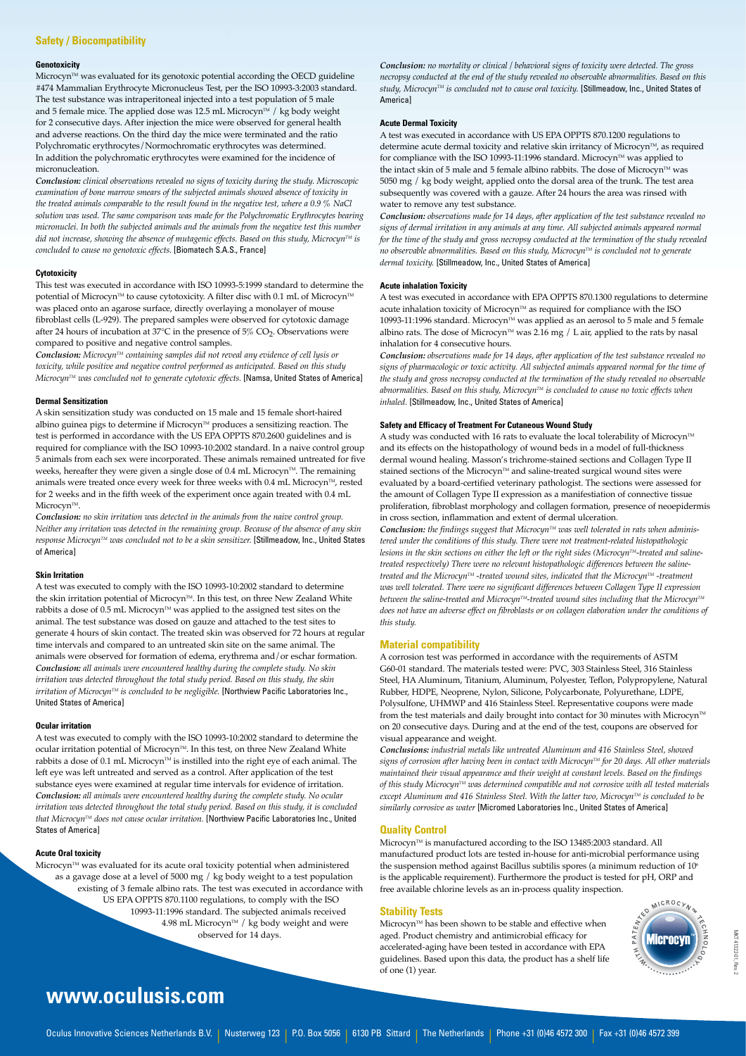## Safety / Biocompatibility

### Genotoxicity

Microcyn™ was evaluated for its genotoxic potential according the OECD guideline #474 Mammalian Erythrocyte Micronucleus Test, per the ISO 10993-3:2003 standard. The test substance was intraperitoneal injected into a test population of 5 male and 5 female mice. The applied dose was 12.5 mL Microcyn™ / kg body weight for 2 consecutive days. After injection the mice were observed for general health and adverse reactions. On the third day the mice were terminated and the ratio Polychromatic erythrocytes/Normochromatic erythrocytes was determined. In addition the polychromatic erythrocytes were examined for the incidence of micronucleation.

***Conclusion:*** *clinical observations revealed no signs of toxicity during the study. Microscopic examination of bone marrow smears of the subjected animals showed absence of toxicity in the treated animals comparable to the result found in the negative test, where a 0.9 % NaCl solution was used. The same comparison was made for the Polychromatic Erythrocytes bearing micronuclei. In both the subjected animals and the animals from the negative test this number did not increase, showing the absence of mutagenic effects. Based on this study, Microcyn™ is concluded to cause no genotoxic effects.* [Biomatech S.A.S., France]

### Cytotoxicity

This test was executed in accordance with ISO 10993-5:1999 standard to determine the potential of Microcyn™ to cause cytotoxicity. A filter disc with 0.1 mL of Microcyn™ was placed onto an agarose surface, directly overlaying a monolayer of mouse fibroblast cells (L-929). The prepared samples were observed for cytotoxic damage after 24 hours of incubation at 37°C in the presence of 5% $CO_2$. Observations were compared to positive and negative control samples.

***Conclusion:*** *Microcyn™ containing samples did not reveal any evidence of cell lysis or toxicity, while positive and negative control performed as anticipated. Based on this study Microcyn™ was concluded not to generate cytotoxic effects.* [Namsa, United States of America]

### Dermal Sensitization

A skin sensitization study was conducted on 15 male and 15 female short-haired albino guinea pigs to determine if Microcyn™ produces a sensitizing reaction. The test is performed in accordance with the US EPA OPPTS 870.2600 guidelines and is required for compliance with the ISO 10993-10:2002 standard. In a naive control group 5 animals from each sex were incorporated. These animals remained untreated for five weeks, hereafter they were given a single dose of 0.4 mL Microcyn™. The remaining animals were treated once every week for three weeks with 0.4 mL Microcyn™, rested for 2 weeks and in the fifth week of the experiment once again treated with 0.4 mL Microcyn™.

***Conclusion:*** *no skin irritation was detected in the animals from the naive control group. Neither any irritation was detected in the remaining group. Because of the absence of any skin response Microcyn™ was concluded not to be a skin sensitizer.* [Stillmeadow, Inc., United States of America]

### Skin Irritation

A test was executed to comply with the ISO 10993-10:2002 standard to determine the skin irritation potential of Microcyn™. In this test, on three New Zealand White rabbits a dose of 0.5 mL Microcyn™ was applied to the assigned test sites on the animal. The test substance was dosed on gauze and attached to the test sites to generate 4 hours of skin contact. The treated skin was observed for 72 hours at regular time intervals and compared to an untreated skin site on the same animal. The animals were observed for formation of edema, erythema and/or eschar formation.

***Conclusion:*** *all animals were encountered healthy during the complete study. No skin irritation was detected throughout the total study period. Based on this study, the skin irritation of Microcyn™ is concluded to be negligible.* [Northview Pacific Laboratories Inc., United States of America]

### Ocular irritation

A test was executed to comply with the ISO 10993-10:2002 standard to determine the ocular irritation potential of Microcyn™. In this test, on three New Zealand White rabbits a dose of 0.1 mL Microcyn™ is instilled into the right eye of each animal. The left eye was left untreated and served as a control. After application of the test substance eyes were examined at regular time intervals for evidence of irritation.

***Conclusion:*** *all animals were encountered healthy during the complete study. No ocular irritation was detected throughout the total study period. Based on this study, it is concluded that Microcyn™ does not cause ocular irritation.* [Northview Pacific Laboratories Inc., United States of America]

### Acute Oral toxicity

Microcyn™ was evaluated for its acute oral toxicity potential when administered as a gavage dose at a level of 5000 mg / kg body weight to a test population existing of 3 female albino rats. The test was executed in accordance with US EPA OPPTS 870.1100 regulations, to comply with the ISO 10993-11:1996 standard. The subjected animals received 4.98 mL Microcyn™ / kg body weight and were observed for 14 days.

***Conclusion:*** *no mortality or clinical / behavioral signs of toxicity were detected. The gross necropsy conducted at the end of the study revealed no observable abnormalities. Based on this study, Microcyn™ is concluded not to cause oral toxicity.* [Stillmeadow, Inc., United States of America]

### Acute Dermal Toxicity

A test was executed in accordance with US EPA OPPTS 870.1200 regulations to determine acute dermal toxicity and relative skin irritancy of Microcyn™, as required for compliance with the ISO 10993-11:1996 standard. Microcyn™ was applied to the intact skin of 5 male and 5 female albino rabbits. The dose of Microcyn™ was 5050 mg / kg body weight, applied onto the dorsal area of the trunk. The test area subsequently was covered with a gauze. After 24 hours the area was rinsed with water to remove any test substance.

***Conclusion:*** *observations made for 14 days, after application of the test substance revealed no signs of dermal irritation in any animals at any time. All subjected animals appeared normal for the time of the study and gross necropsy conducted at the termination of the study revealed no observable abnormalities. Based on this study, Microcyn™ is concluded not to generate dermal toxicity.* [Stillmeadow, Inc., United States of America]

### Acute inhalation Toxicity

A test was executed in accordance with EPA OPPTS 870.1300 regulations to determine acute inhalation toxicity of Microcyn™ as required for compliance with the ISO 10993-11:1996 standard. Microcyn™ was applied as an aerosol to 5 male and 5 female albino rats. The dose of Microcyn™ was 2.16 mg / L air, applied to the rats by nasal inhalation for 4 consecutive hours.

***Conclusion:*** *observations made for 14 days, after application of the test substance revealed no signs of pharmacologic or toxic activity. All subjected animals appeared normal for the time of the study and gross necropsy conducted at the termination of the study revealed no observable abnormalities. Based on this study, Microcyn™ is concluded to cause no toxic effects when inhaled.* [Stillmeadow, Inc., United States of America]

### Safety and Efficacy of Treatment For Cutaneous Wound Study

A study was conducted with 16 rats to evaluate the local tolerability of Microcyn™ and its effects on the histopathology of wound beds in a model of full-thickness dermal wound healing. Masson's trichrome-stained sections and Collagen Type II stained sections of the Microcyn™ and saline-treated surgical wound sites were evaluated by a board-certified veterinary pathologist. The sections were assessed for the amount of Collagen Type II expression as a manifestation of connective tissue proliferation, fibroblast morphology and collagen formation, presence of neoepidermis in cross section, inflammation and extent of dermal ulceration.

***Conclusion:*** *the findings suggest that Microcyn™ was well tolerated in rats when administered under the conditions of this study. There were not treatment-related histopathologic lesions in the skin sections on either the left or the right sides (Microcyn™-treated and saline-treated respectively) There were no relevant histopathologic differences between the saline-treated and the Microcyn™ -treated wound sites, indicated that the Microcyn™ -treatment was well tolerated. There were no significant differences between Collagen Type II expression between the saline-treated and Microcyn™-treated wound sites including that the Microcyn™ does not have an adverse effect on fibroblasts or on collagen elaboration under the conditions of this study.*

## Material compatibility

A corrosion test was performed in accordance with the requirements of ASTM G60-01 standard. The materials tested were: PVC, 303 Stainless Steel, 316 Stainless Steel, HA Aluminum, Titanium, Aluminum, Polyester, Teflon, Polypropylene, Natural Rubber, HDPE, Neoprene, Nylon, Silicone, Polycarbonate, Polyurethane, LDPE, Polysulfone, UHMWP and 416 Stainless Steel. Representative coupons were made from the test materials and daily brought into contact for 30 minutes with Microcyn™ on 20 consecutive days. During and at the end of the test, coupons are observed for visual appearance and weight.

***Conclusions:*** *industrial metals like untreated Aluminum and 416 Stainless Steel, showed signs of corrosion after having been in contact with Microcyn™ for 20 days. All other materials maintained their visual appearance and their weight at constant levels. Based on the findings of this study Microcyn™ was determined compatible and not corrosive with all tested materials except Aluminum and 416 Stainless Steel. With the latter two, Microcyn™ is concluded to be similarly corrosive as water* [Micromed Laboratories Inc., United States of America]

## Quality Control

Microcyn™ is manufactured according to the ISO 13485:2003 standard. All manufactured product lots are tested in-house for anti-microbial performance using the suspension method against Bacillus subtilis spores (a minimum reduction of $10^6$ is the applicable requirement). Furthermore the product is tested for pH, ORP and free available chlorine levels as an in-process quality inspection.

## Stability Tests

Microcyn™ has been shown to be stable and effective when aged. Product chemistry and antimicrobial efficacy for accelerated-aging have been tested in accordance with EPA guidelines. Based upon this data, the product has a shelf life of one (1) year.

WITH PATENTED MICROCYN™ TECHNOLOGY

Microcyn

MKT 433201 | Rev. 2

# www.oculusis.com

Oculus Innovative Sciences Netherlands B.V. | Nusterweg 123 | P.O. Box 5056 | 6130 PB Sittard | The Netherlands | Phone +31 (0)46 4572 300 | Fax +31 (0)46 4572 399